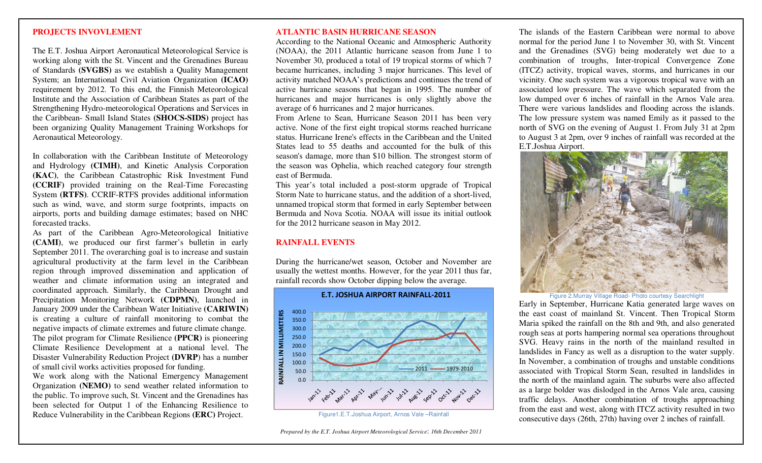## PROJECTS INVOVLEMENT

The E.T. Joshua Airport Aeronautical Meteorological Service is working along with the St. Vincent and the Grenadines Bureau of Standards **(SVGBS)** as we establish a Quality Management System; an International Civil Aviation Organization **(ICAO)** requirement by 2012. To this end, the Finnish Meteorological Institute and the Association of Caribbean States as part of the Strengthening Hydro-meteorological Operations and Services in the Caribbean- Small Island States **(SHOCS-SIDS)** project has been organizing Quality Management Training Workshops for Aeronautical Meteorology.

In collaboration with the Caribbean Institute of Meteorology and Hydrology **(CIMH)**, and Kinetic Analysis Corporation **(KAC)**, the Caribbean Catastrophic Risk Investment Fund **(CCRIF)** provided training on the Real-Time Forecasting System **(RTFS)**. CCRIF-RTFS provides additional information such as wind, wave, and storm surge footprints, impacts on airports, ports and building damage estimates; based on NHC forecasted tracks.

As part of the Caribbean Agro-Meteorological Initiative **(CAMI)**, we produced our first farmer's bulletin in early September 2011. The overarching goal is to increase and sustain agricultural productivity at the farm level in the Caribbean region through improved dissemination and application of weather and climate information using an integrated and coordinated approach. Similarly, the Caribbean Drought and Precipitation Monitoring Network **(CDPMN)**, launched in January 2009 under the Caribbean Water Initiative **(CARIWIN)** is creating a culture of rainfall monitoring to combat the negative impacts of climate extremes and future climate change.

The pilot program for Climate Resilience **(PPCR)** is pioneering Climate Resilience Development at a national level. The Disaster Vulnerability Reduction Project (**DVRP**) has a number of small civil works activities proposed for funding.

We work along with the National Emergency Management Organization **(NEMO)** to send weather related information to the public. To improve such, St. Vincent and the Grenadines has been selected for Output 1 of the Enhancing Resilience to Reduce Vulnerability in the Caribbean Regions **(ERC)** Project.

## ATLANTIC BASIN HURRICANE SEASON

According to the National Oceanic and Atmospheric Authority (NOAA), the 2011 Atlantic hurricane season from June 1 to November 30, produced a total of 19 tropical storms of which 7 became hurricanes, including 3 major hurricanes. This level of activity matched NOAA's predictions and continues the trend of active hurricane seasons that began in 1995. The number of hurricanes and major hurricanes is only slightly above the average of 6 hurricanes and 2 major hurricanes.

From Arlene to Sean, Hurricane Season 2011 has been very active. None of the first eight tropical storms reached hurricane status. Hurricane Irene's effects in the Caribbean and the United States lead to 55 deaths and accounted for the bulk of this season's damage, more than $10 billion. The strongest storm of the season was Ophelia, which reached category four strength east of Bermuda.

This year's total included a post-storm upgrade of Tropical Storm Nate to hurricane status, and the addition of a short-lived, unnamed tropical storm that formed in early September between Bermuda and Nova Scotia. NOAA will issue its initial outlook for the 2012 hurricane season in May 2012.

## RAINFALL EVENTS

During the hurricane/wet season, October and November are usually the wettest months. However, for the year 2011 thus far, rainfall records show October dipping below the average.

Figure1.E.T.Joshua Airport, Arnos Vale –Rainfall

*Prepared by the E.T. Joshua Airport Meteorological Service: 16th December 2011*

The islands of the Eastern Caribbean were normal to above normal for the period June 1 to November 30, with St. Vincent and the Grenadines (SVG) being moderately wet due to a combination of troughs, Inter-tropical Convergence Zone (ITCZ) activity, tropical waves, storms, and hurricanes in our vicinity. One such system was a vigorous tropical wave with an associated low pressure. The wave which separated from the low dumped over 6 inches of rainfall in the Arnos Vale area. There were various landslides and flooding across the islands. The low pressure system was named Emily as it passed to the north of SVG on the evening of August 1. From July 31 at 2pm to August 3 at 2pm, over 9 inches of rainfall was recorded at the E.T.Joshua Airport.

Figure 2.Murray Village Road- Photo courtesy Searchlight

Early in September, Hurricane Katia generated large waves on the east coast of mainland St. Vincent. Then Tropical Storm Maria spiked the rainfall on the 8th and 9th, and also generated rough seas at ports hampering normal sea operations throughout SVG. Heavy rains in the north of the mainland resulted in landslides in Fancy as well as a disruption to the water supply. In November, a combination of troughs and unstable conditions associated with Tropical Storm Sean, resulted in landslides in the north of the mainland again. The suburbs were also affected as a large bolder was dislodged in the Arnos Vale area, causing traffic delays. Another combination of troughs approaching from the east and west, along with ITCZ activity resulted in two consecutive days (26th, 27th) having over 2 inches of rainfall.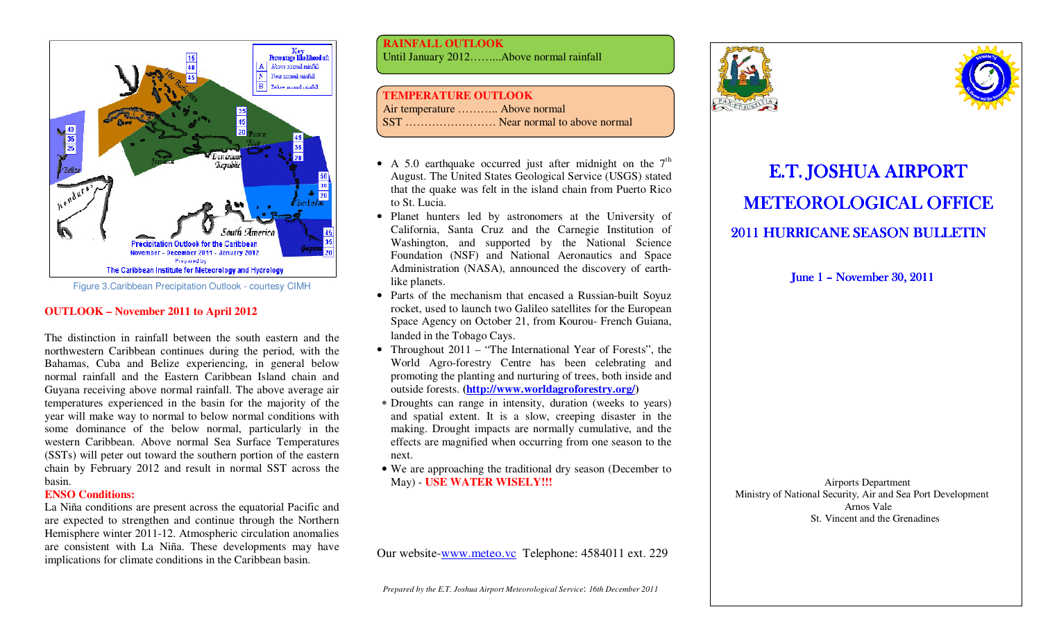Key
Percentage likelihood of:
A Above normal rainfall
N Near normal rainfall
B Below normal rainfall

15
40
45

35
45
20

40
35
25

45
35
20

50
30
20

45
35
20

Precipitation Outlook for the Caribbean
November - December 2011 - January 2012
Prepared by
The Caribbean Institute for Meteorology and Hydrology

Figure 3.Caribbean Precipitation Outlook - courtesy CIMH

## OUTLOOK – November 2011 to April 2012

The distinction in rainfall between the south eastern and the northwestern Caribbean continues during the period, with the Bahamas, Cuba and Belize experiencing, in general below normal rainfall and the Eastern Caribbean Island chain and Guyana receiving above normal rainfall. The above average air temperatures experienced in the basin for the majority of the year will make way to normal to below normal conditions with some dominance of the below normal, particularly in the western Caribbean. Above normal Sea Surface Temperatures (SSTs) will peter out toward the southern portion of the eastern chain by February 2012 and result in normal SST across the basin.

### ENSO Conditions:

La Niña conditions are present across the equatorial Pacific and are expected to strengthen and continue through the Northern Hemisphere winter 2011-12. Atmospheric circulation anomalies are consistent with La Niña. These developments may have implications for climate conditions in the Caribbean basin.

**RAINFALL OUTLOOK**
Until January 2012……...Above normal rainfall

**TEMPERATURE OUTLOOK**
Air temperature ……….. Above normal
SST …………………… Near normal to above normal

- A 5.0 earthquake occurred just after midnight on the 7th August. The United States Geological Service (USGS) stated that the quake was felt in the island chain from Puerto Rico to St. Lucia.
- Planet hunters led by astronomers at the University of California, Santa Cruz and the Carnegie Institution of Washington, and supported by the National Science Foundation (NSF) and National Aeronautics and Space Administration (NASA), announced the discovery of earth-like planets.
- Parts of the mechanism that encased a Russian-built Soyuz rocket, used to launch two Galileo satellites for the European Space Agency on October 21, from Kourou- French Guiana, landed in the Tobago Cays.
- Throughout 2011 – "The International Year of Forests", the World Agro-forestry Centre has been celebrating and promoting the planting and nurturing of trees, both inside and outside forests. (**http://www.worldagroforestry.org/**)
- Droughts can range in intensity, duration (weeks to years) and spatial extent. It is a slow, creeping disaster in the making. Drought impacts are normally cumulative, and the effects are magnified when occurring from one season to the next.
- We are approaching the traditional dry season (December to May) - **USE WATER WISELY!!!**

Our website-www.meteo.vc Telephone: 4584011 ext. 229

*Prepared by the E.T. Joshua Airport Meteorological Service: 16th December 2011*

# E.T. JOSHUA AIRPORT METEOROLOGICAL OFFICE

## 2011 HURRICANE SEASON BULLETIN

**June 1 – November 30, 2011**

Airports Department
Ministry of National Security, Air and Sea Port Development
Arnos Vale
St. Vincent and the Grenadines